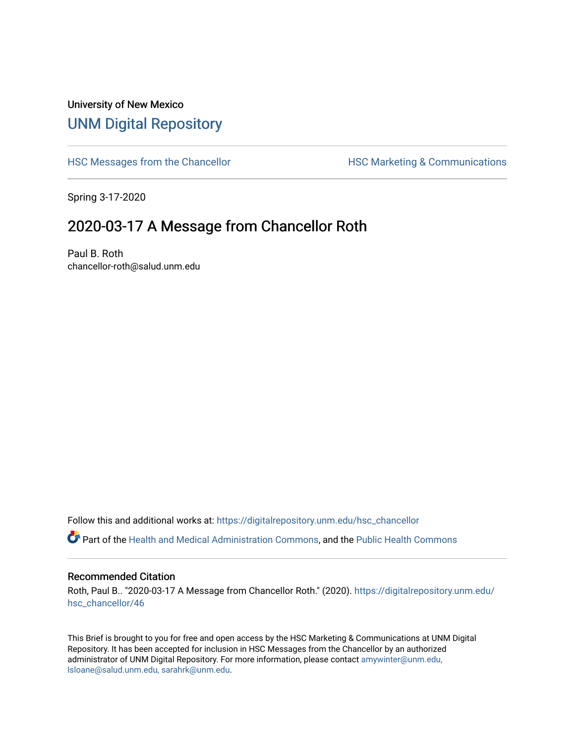University of New Mexico

# UNM Digital Repository

HSC Messages from the Chancellor | HSC Marketing & Communications

Spring 3-17-2020

## 2020-03-17 A Message from Chancellor Roth

Paul B. Roth
chancellor-roth@salud.unm.edu

Follow this and additional works at: https://digitalrepository.unm.edu/hsc_chancellor

Part of the Health and Medical Administration Commons, and the Public Health Commons

### Recommended Citation

Roth, Paul B.. "2020-03-17 A Message from Chancellor Roth." (2020). https://digitalrepository.unm.edu/hsc_chancellor/46

This Brief is brought to you for free and open access by the HSC Marketing & Communications at UNM Digital Repository. It has been accepted for inclusion in HSC Messages from the Chancellor by an authorized administrator of UNM Digital Repository. For more information, please contact amywinter@unm.edu, lsloane@salud.unm.edu, sarahrk@unm.edu.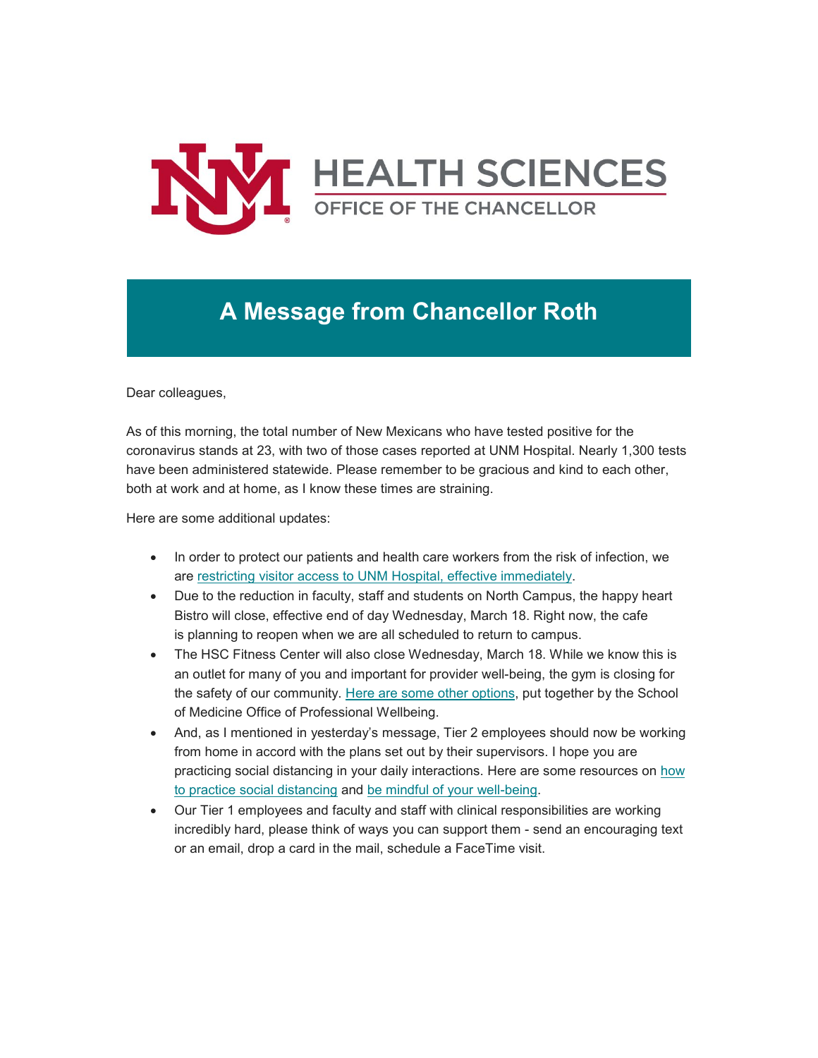# HEALTH SCIENCES

OFFICE OF THE CHANCELLOR

## A Message from Chancellor Roth

Dear colleagues,

As of this morning, the total number of New Mexicans who have tested positive for the coronavirus stands at 23, with two of those cases reported at UNM Hospital. Nearly 1,300 tests have been administered statewide. Please remember to be gracious and kind to each other, both at work and at home, as I know these times are straining.

Here are some additional updates:

- In order to protect our patients and health care workers from the risk of infection, we are restricting visitor access to UNM Hospital, effective immediately.
- Due to the reduction in faculty, staff and students on North Campus, the happy heart Bistro will close, effective end of day Wednesday, March 18. Right now, the cafe is planning to reopen when we are all scheduled to return to campus.
- The HSC Fitness Center will also close Wednesday, March 18. While we know this is an outlet for many of you and important for provider well-being, the gym is closing for the safety of our community. Here are some other options, put together by the School of Medicine Office of Professional Wellbeing.
- And, as I mentioned in yesterday's message, Tier 2 employees should now be working from home in accord with the plans set out by their supervisors. I hope you are practicing social distancing in your daily interactions. Here are some resources on how to practice social distancing and be mindful of your well-being.
- Our Tier 1 employees and faculty and staff with clinical responsibilities are working incredibly hard, please think of ways you can support them - send an encouraging text or an email, drop a card in the mail, schedule a FaceTime visit.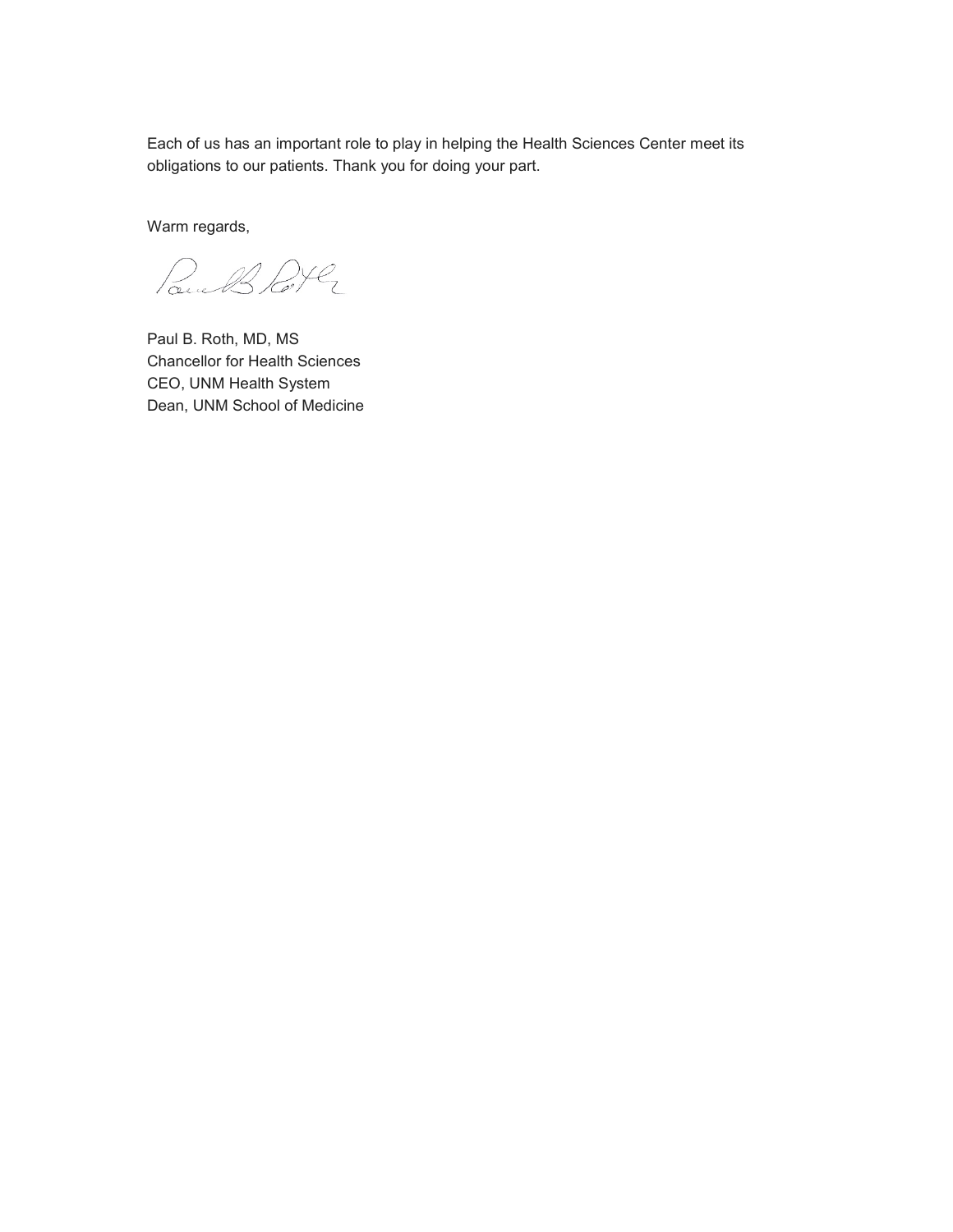Each of us has an important role to play in helping the Health Sciences Center meet its obligations to our patients. Thank you for doing your part.

Warm regards,

Paul B. Roth, MD, MS
Chancellor for Health Sciences
CEO, UNM Health System
Dean, UNM School of Medicine